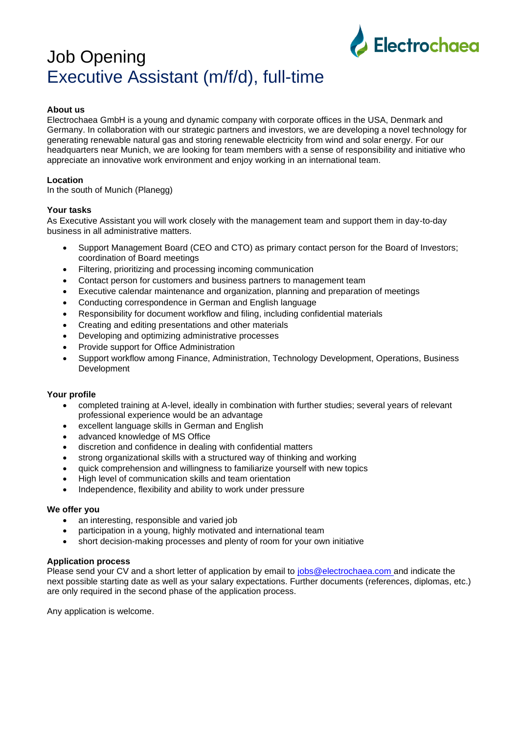# Job Opening

## Executive Assistant (m/f/d), full-time

**About us**

Electrochaea GmbH is a young and dynamic company with corporate offices in the USA, Denmark and Germany. In collaboration with our strategic partners and investors, we are developing a novel technology for generating renewable natural gas and storing renewable electricity from wind and solar energy. For our headquarters near Munich, we are looking for team members with a sense of responsibility and initiative who appreciate an innovative work environment and enjoy working in an international team.

**Location**

In the south of Munich (Planegg)

**Your tasks**

As Executive Assistant you will work closely with the management team and support them in day-to-day business in all administrative matters.

- Support Management Board (CEO and CTO) as primary contact person for the Board of Investors; coordination of Board meetings
- Filtering, prioritizing and processing incoming communication
- Contact person for customers and business partners to management team
- Executive calendar maintenance and organization, planning and preparation of meetings
- Conducting correspondence in German and English language
- Responsibility for document workflow and filing, including confidential materials
- Creating and editing presentations and other materials
- Developing and optimizing administrative processes
- Provide support for Office Administration
- Support workflow among Finance, Administration, Technology Development, Operations, Business Development

**Your profile**

- completed training at A-level, ideally in combination with further studies; several years of relevant professional experience would be an advantage
- excellent language skills in German and English
- advanced knowledge of MS Office
- discretion and confidence in dealing with confidential matters
- strong organizational skills with a structured way of thinking and working
- quick comprehension and willingness to familiarize yourself with new topics
- High level of communication skills and team orientation
- Independence, flexibility and ability to work under pressure

**We offer you**

- an interesting, responsible and varied job
- participation in a young, highly motivated and international team
- short decision-making processes and plenty of room for your own initiative

**Application process**

Please send your CV and a short letter of application by email to jobs@electrochaea.com and indicate the next possible starting date as well as your salary expectations. Further documents (references, diplomas, etc.) are only required in the second phase of the application process.

Any application is welcome.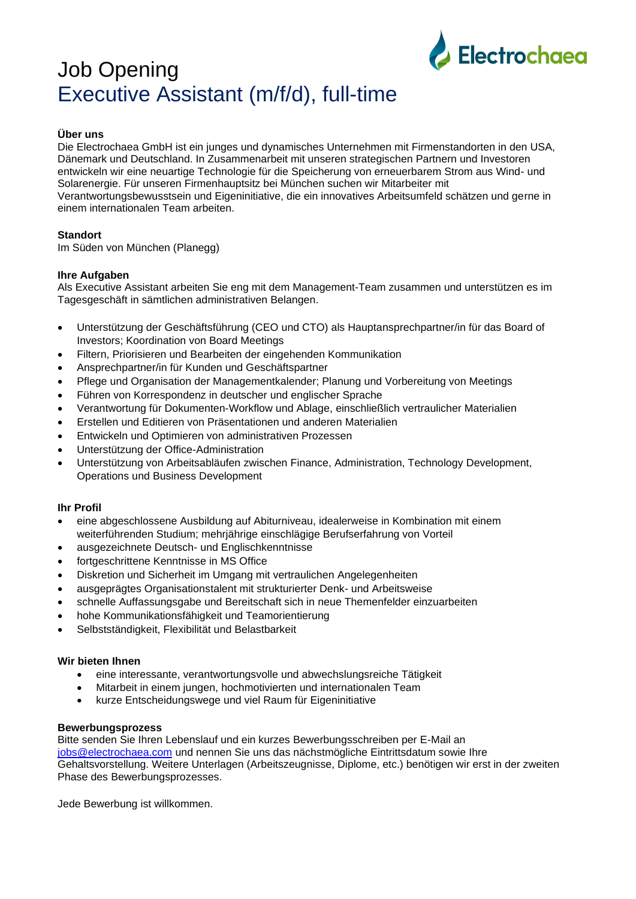# Job Opening

## Executive Assistant (m/f/d), full-time

**Über uns**

Die Electrochaea GmbH ist ein junges und dynamisches Unternehmen mit Firmenstandorten in den USA, Dänemark und Deutschland. In Zusammenarbeit mit unseren strategischen Partnern und Investoren entwickeln wir eine neuartige Technologie für die Speicherung von erneuerbarem Strom aus Wind- und Solarenergie. Für unseren Firmenhauptsitz bei München suchen wir Mitarbeiter mit Verantwortungsbewusstsein und Eigeninitiative, die ein innovatives Arbeitsumfeld schätzen und gerne in einem internationalen Team arbeiten.

**Standort**

Im Süden von München (Planegg)

**Ihre Aufgaben**

Als Executive Assistant arbeiten Sie eng mit dem Management-Team zusammen und unterstützen es im Tagesgeschäft in sämtlichen administrativen Belangen.

- Unterstützung der Geschäftsführung (CEO und CTO) als Hauptansprechpartner/in für das Board of Investors; Koordination von Board Meetings
- Filtern, Priorisieren und Bearbeiten der eingehenden Kommunikation
- Ansprechpartner/in für Kunden und Geschäftspartner
- Pflege und Organisation der Managementkalender; Planung und Vorbereitung von Meetings
- Führen von Korrespondenz in deutscher und englischer Sprache
- Verantwortung für Dokumenten-Workflow und Ablage, einschließlich vertraulicher Materialien
- Erstellen und Editieren von Präsentationen und anderen Materialien
- Entwickeln und Optimieren von administrativen Prozessen
- Unterstützung der Office-Administration
- Unterstützung von Arbeitsabläufen zwischen Finance, Administration, Technology Development, Operations und Business Development

**Ihr Profil**

- eine abgeschlossene Ausbildung auf Abiturniveau, idealerweise in Kombination mit einem weiterführenden Studium; mehrjährige einschlägige Berufserfahrung von Vorteil
- ausgezeichnete Deutsch- und Englischkenntnisse
- fortgeschrittene Kenntnisse in MS Office
- Diskretion und Sicherheit im Umgang mit vertraulichen Angelegenheiten
- ausgeprägtes Organisationstalent mit strukturierter Denk- und Arbeitsweise
- schnelle Auffassungsgabe und Bereitschaft sich in neue Themenfelder einzuarbeiten
- hohe Kommunikationsfähigkeit und Teamorientierung
- Selbstständigkeit, Flexibilität und Belastbarkeit

**Wir bieten Ihnen**

- eine interessante, verantwortungsvolle und abwechslungsreiche Tätigkeit
- Mitarbeit in einem jungen, hochmotivierten und internationalen Team
- kurze Entscheidungswege und viel Raum für Eigeninitiative

**Bewerbungsprozess**

Bitte senden Sie Ihren Lebenslauf und ein kurzes Bewerbungsschreiben per E-Mail an jobs@electrochaea.com und nennen Sie uns das nächstmögliche Eintrittsdatum sowie Ihre Gehaltsvorstellung. Weitere Unterlagen (Arbeitszeugnisse, Diplome, etc.) benötigen wir erst in der zweiten Phase des Bewerbungsprozesses.

Jede Bewerbung ist willkommen.